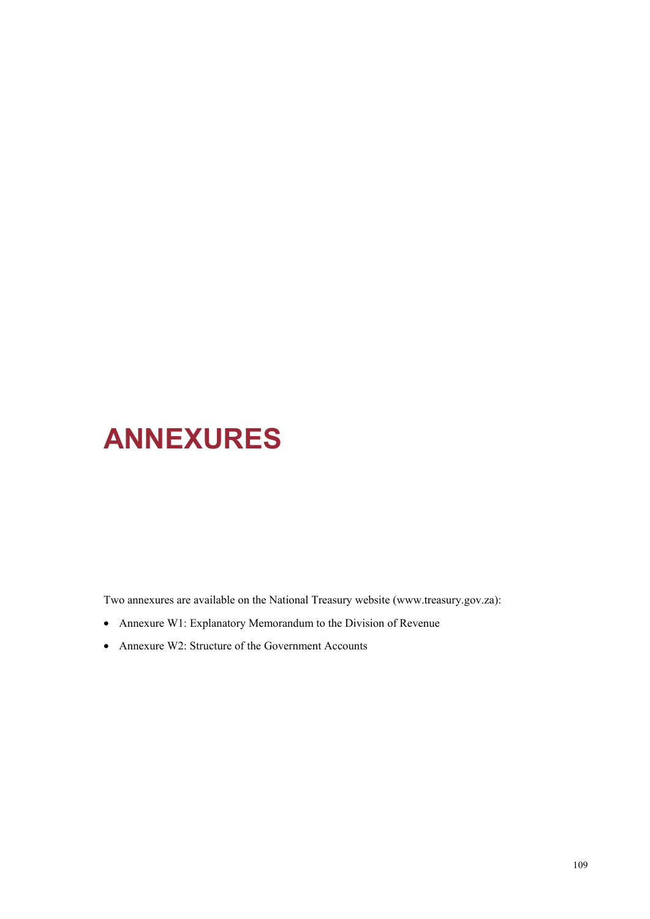# ANNEXURES

Two annexures are available on the National Treasury website (www.treasury.gov.za):

- Annexure W1: Explanatory Memorandum to the Division of Revenue
- Annexure W2: Structure of the Government Accounts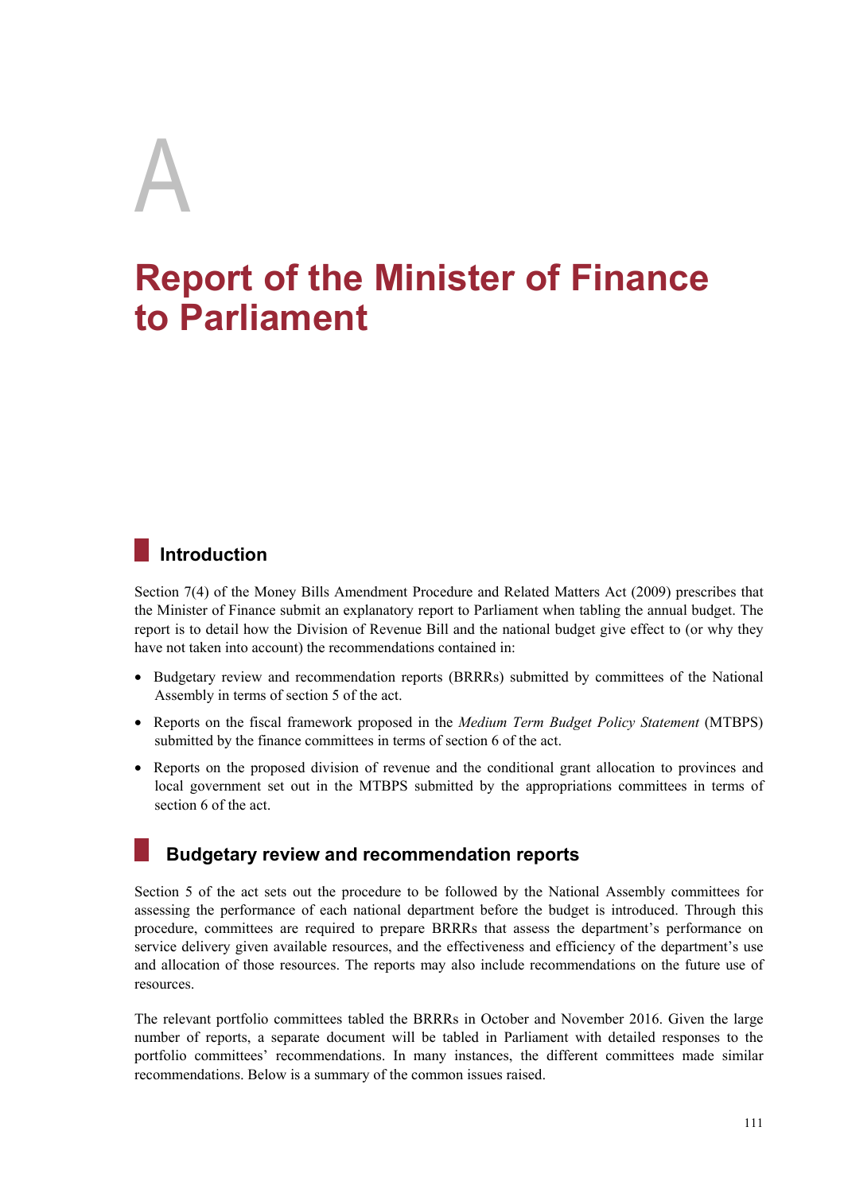# A

# Report of the Minister of Finance to Parliament

## Introduction

Section 7(4) of the Money Bills Amendment Procedure and Related Matters Act (2009) prescribes that the Minister of Finance submit an explanatory report to Parliament when tabling the annual budget. The report is to detail how the Division of Revenue Bill and the national budget give effect to (or why they have not taken into account) the recommendations contained in:

- Budgetary review and recommendation reports (BRRRs) submitted by committees of the National Assembly in terms of section 5 of the act.
- Reports on the fiscal framework proposed in the *Medium Term Budget Policy Statement* (MTBPS) submitted by the finance committees in terms of section 6 of the act.
- Reports on the proposed division of revenue and the conditional grant allocation to provinces and local government set out in the MTBPS submitted by the appropriations committees in terms of section 6 of the act.

## Budgetary review and recommendation reports

Section 5 of the act sets out the procedure to be followed by the National Assembly committees for assessing the performance of each national department before the budget is introduced. Through this procedure, committees are required to prepare BRRRs that assess the department's performance on service delivery given available resources, and the effectiveness and efficiency of the department's use and allocation of those resources. The reports may also include recommendations on the future use of resources.

The relevant portfolio committees tabled the BRRRs in October and November 2016. Given the large number of reports, a separate document will be tabled in Parliament with detailed responses to the portfolio committees' recommendations. In many instances, the different committees made similar recommendations. Below is a summary of the common issues raised.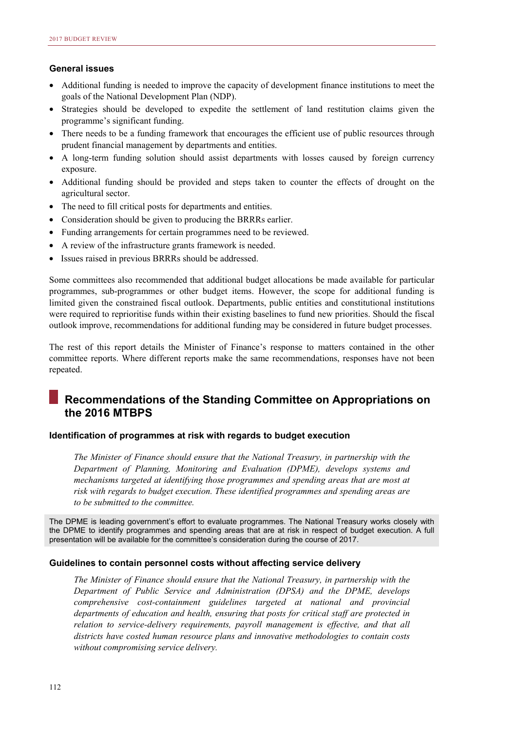### General issues

- Additional funding is needed to improve the capacity of development finance institutions to meet the goals of the National Development Plan (NDP).
- Strategies should be developed to expedite the settlement of land restitution claims given the programme's significant funding.
- There needs to be a funding framework that encourages the efficient use of public resources through prudent financial management by departments and entities.
- A long-term funding solution should assist departments with losses caused by foreign currency exposure.
- Additional funding should be provided and steps taken to counter the effects of drought on the agricultural sector.
- The need to fill critical posts for departments and entities.
- Consideration should be given to producing the BRRRs earlier.
- Funding arrangements for certain programmes need to be reviewed.
- A review of the infrastructure grants framework is needed.
- Issues raised in previous BRRRs should be addressed.

Some committees also recommended that additional budget allocations be made available for particular programmes, sub-programmes or other budget items. However, the scope for additional funding is limited given the constrained fiscal outlook. Departments, public entities and constitutional institutions were required to reprioritise funds within their existing baselines to fund new priorities. Should the fiscal outlook improve, recommendations for additional funding may be considered in future budget processes.

The rest of this report details the Minister of Finance's response to matters contained in the other committee reports. Where different reports make the same recommendations, responses have not been repeated.

## Recommendations of the Standing Committee on Appropriations on the 2016 MTBPS

### Identification of programmes at risk with regards to budget execution

*The Minister of Finance should ensure that the National Treasury, in partnership with the Department of Planning, Monitoring and Evaluation (DPME), develops systems and mechanisms targeted at identifying those programmes and spending areas that are most at risk with regards to budget execution. These identified programmes and spending areas are to be submitted to the committee.*

The DPME is leading government's effort to evaluate programmes. The National Treasury works closely with the DPME to identify programmes and spending areas that are at risk in respect of budget execution. A full presentation will be available for the committee's consideration during the course of 2017.

### Guidelines to contain personnel costs without affecting service delivery

*The Minister of Finance should ensure that the National Treasury, in partnership with the Department of Public Service and Administration (DPSA) and the DPME, develops comprehensive cost-containment guidelines targeted at national and provincial departments of education and health, ensuring that posts for critical staff are protected in relation to service-delivery requirements, payroll management is effective, and that all districts have costed human resource plans and innovative methodologies to contain costs without compromising service delivery.*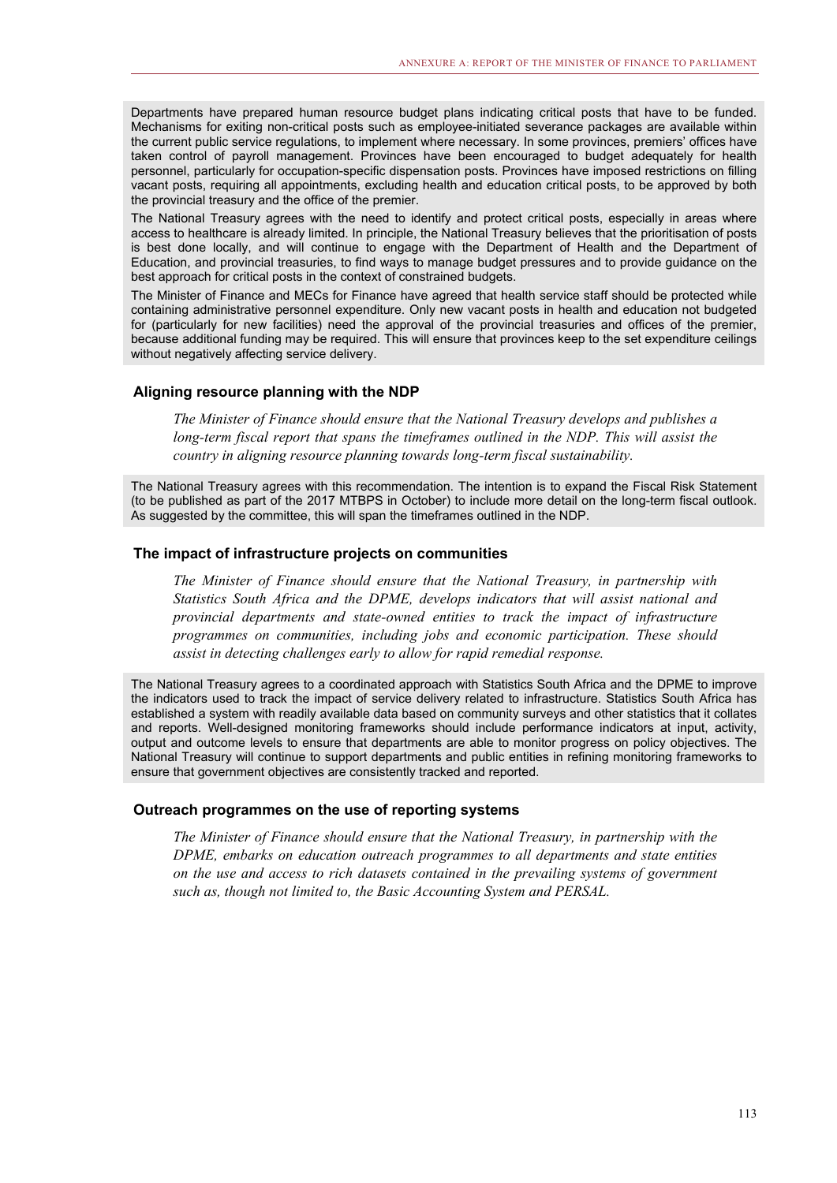Departments have prepared human resource budget plans indicating critical posts that have to be funded. Mechanisms for exiting non-critical posts such as employee-initiated severance packages are available within the current public service regulations, to implement where necessary. In some provinces, premiers' offices have taken control of payroll management. Provinces have been encouraged to budget adequately for health personnel, particularly for occupation-specific dispensation posts. Provinces have imposed restrictions on filling vacant posts, requiring all appointments, excluding health and education critical posts, to be approved by both the provincial treasury and the office of the premier.

The National Treasury agrees with the need to identify and protect critical posts, especially in areas where access to healthcare is already limited. In principle, the National Treasury believes that the prioritisation of posts is best done locally, and will continue to engage with the Department of Health and the Department of Education, and provincial treasuries, to find ways to manage budget pressures and to provide guidance on the best approach for critical posts in the context of constrained budgets.

The Minister of Finance and MECs for Finance have agreed that health service staff should be protected while containing administrative personnel expenditure. Only new vacant posts in health and education not budgeted for (particularly for new facilities) need the approval of the provincial treasuries and offices of the premier, because additional funding may be required. This will ensure that provinces keep to the set expenditure ceilings without negatively affecting service delivery.

### Aligning resource planning with the NDP

*The Minister of Finance should ensure that the National Treasury develops and publishes a long-term fiscal report that spans the timeframes outlined in the NDP. This will assist the country in aligning resource planning towards long-term fiscal sustainability.*

The National Treasury agrees with this recommendation. The intention is to expand the Fiscal Risk Statement (to be published as part of the 2017 MTBPS in October) to include more detail on the long-term fiscal outlook. As suggested by the committee, this will span the timeframes outlined in the NDP.

### The impact of infrastructure projects on communities

*The Minister of Finance should ensure that the National Treasury, in partnership with Statistics South Africa and the DPME, develops indicators that will assist national and provincial departments and state-owned entities to track the impact of infrastructure programmes on communities, including jobs and economic participation. These should assist in detecting challenges early to allow for rapid remedial response.*

The National Treasury agrees to a coordinated approach with Statistics South Africa and the DPME to improve the indicators used to track the impact of service delivery related to infrastructure. Statistics South Africa has established a system with readily available data based on community surveys and other statistics that it collates and reports. Well-designed monitoring frameworks should include performance indicators at input, activity, output and outcome levels to ensure that departments are able to monitor progress on policy objectives. The National Treasury will continue to support departments and public entities in refining monitoring frameworks to ensure that government objectives are consistently tracked and reported.

### Outreach programmes on the use of reporting systems

*The Minister of Finance should ensure that the National Treasury, in partnership with the DPME, embarks on education outreach programmes to all departments and state entities on the use and access to rich datasets contained in the prevailing systems of government such as, though not limited to, the Basic Accounting System and PERSAL.*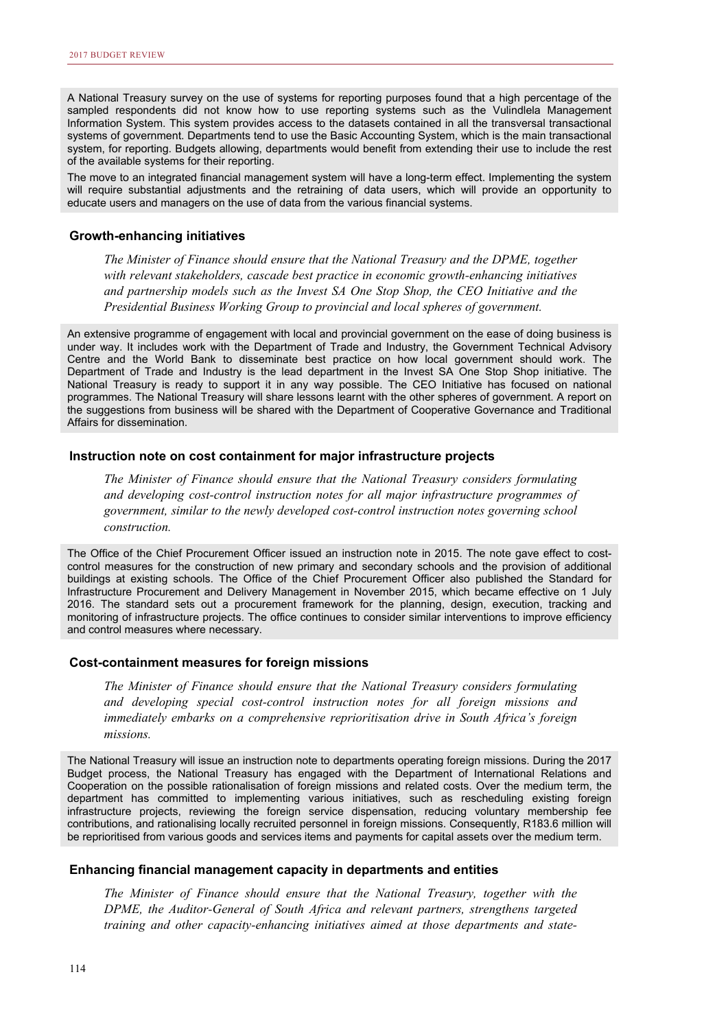A National Treasury survey on the use of systems for reporting purposes found that a high percentage of the sampled respondents did not know how to use reporting systems such as the Vulindlela Management Information System. This system provides access to the datasets contained in all the transversal transactional systems of government. Departments tend to use the Basic Accounting System, which is the main transactional system, for reporting. Budgets allowing, departments would benefit from extending their use to include the rest of the available systems for their reporting.

The move to an integrated financial management system will have a long-term effect. Implementing the system will require substantial adjustments and the retraining of data users, which will provide an opportunity to educate users and managers on the use of data from the various financial systems.

#### Growth-enhancing initiatives

*The Minister of Finance should ensure that the National Treasury and the DPME, together with relevant stakeholders, cascade best practice in economic growth-enhancing initiatives and partnership models such as the Invest SA One Stop Shop, the CEO Initiative and the Presidential Business Working Group to provincial and local spheres of government.*

An extensive programme of engagement with local and provincial government on the ease of doing business is under way. It includes work with the Department of Trade and Industry, the Government Technical Advisory Centre and the World Bank to disseminate best practice on how local government should work. The Department of Trade and Industry is the lead department in the Invest SA One Stop Shop initiative. The National Treasury is ready to support it in any way possible. The CEO Initiative has focused on national programmes. The National Treasury will share lessons learnt with the other spheres of government. A report on the suggestions from business will be shared with the Department of Cooperative Governance and Traditional Affairs for dissemination.

#### Instruction note on cost containment for major infrastructure projects

*The Minister of Finance should ensure that the National Treasury considers formulating and developing cost-control instruction notes for all major infrastructure programmes of government, similar to the newly developed cost-control instruction notes governing school construction.*

The Office of the Chief Procurement Officer issued an instruction note in 2015. The note gave effect to cost-control measures for the construction of new primary and secondary schools and the provision of additional buildings at existing schools. The Office of the Chief Procurement Officer also published the Standard for Infrastructure Procurement and Delivery Management in November 2015, which became effective on 1 July 2016. The standard sets out a procurement framework for the planning, design, execution, tracking and monitoring of infrastructure projects. The office continues to consider similar interventions to improve efficiency and control measures where necessary.

#### Cost-containment measures for foreign missions

*The Minister of Finance should ensure that the National Treasury considers formulating and developing special cost-control instruction notes for all foreign missions and immediately embarks on a comprehensive reprioritisation drive in South Africa's foreign missions.*

The National Treasury will issue an instruction note to departments operating foreign missions. During the 2017 Budget process, the National Treasury has engaged with the Department of International Relations and Cooperation on the possible rationalisation of foreign missions and related costs. Over the medium term, the department has committed to implementing various initiatives, such as rescheduling existing foreign infrastructure projects, reviewing the foreign service dispensation, reducing voluntary membership fee contributions, and rationalising locally recruited personnel in foreign missions. Consequently, R183.6 million will be reprioritised from various goods and services items and payments for capital assets over the medium term.

#### Enhancing financial management capacity in departments and entities

*The Minister of Finance should ensure that the National Treasury, together with the DPME, the Auditor-General of South Africa and relevant partners, strengthens targeted training and other capacity-enhancing initiatives aimed at those departments and state-*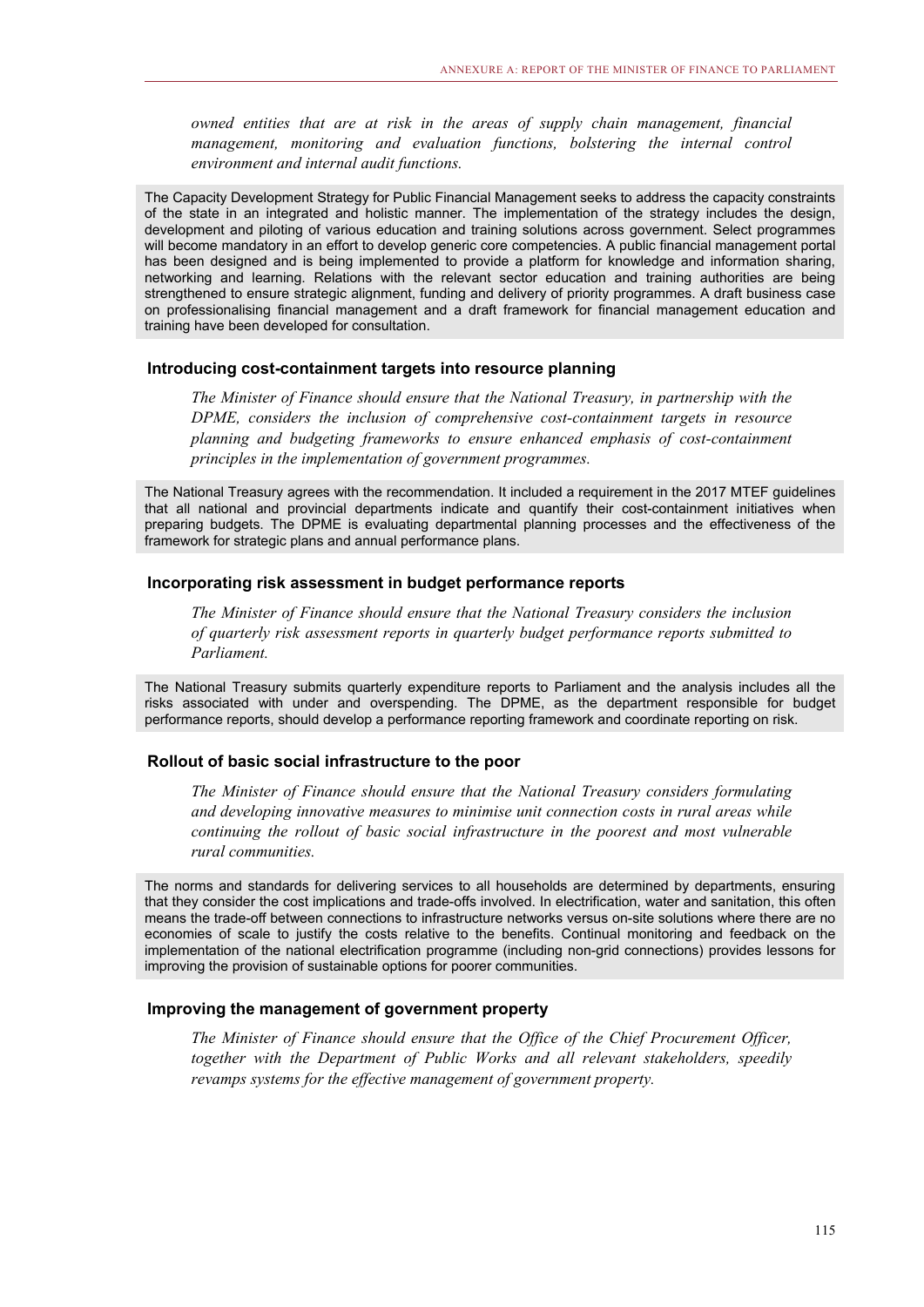*owned entities that are at risk in the areas of supply chain management, financial management, monitoring and evaluation functions, bolstering the internal control environment and internal audit functions.*

The Capacity Development Strategy for Public Financial Management seeks to address the capacity constraints of the state in an integrated and holistic manner. The implementation of the strategy includes the design, development and piloting of various education and training solutions across government. Select programmes will become mandatory in an effort to develop generic core competencies. A public financial management portal has been designed and is being implemented to provide a platform for knowledge and information sharing, networking and learning. Relations with the relevant sector education and training authorities are being strengthened to ensure strategic alignment, funding and delivery of priority programmes. A draft business case on professionalising financial management and a draft framework for financial management education and training have been developed for consultation.

#### Introducing cost-containment targets into resource planning

*The Minister of Finance should ensure that the National Treasury, in partnership with the DPME, considers the inclusion of comprehensive cost-containment targets in resource planning and budgeting frameworks to ensure enhanced emphasis of cost-containment principles in the implementation of government programmes.*

The National Treasury agrees with the recommendation. It included a requirement in the 2017 MTEF guidelines that all national and provincial departments indicate and quantify their cost-containment initiatives when preparing budgets. The DPME is evaluating departmental planning processes and the effectiveness of the framework for strategic plans and annual performance plans.

#### Incorporating risk assessment in budget performance reports

*The Minister of Finance should ensure that the National Treasury considers the inclusion of quarterly risk assessment reports in quarterly budget performance reports submitted to Parliament.*

The National Treasury submits quarterly expenditure reports to Parliament and the analysis includes all the risks associated with under and overspending. The DPME, as the department responsible for budget performance reports, should develop a performance reporting framework and coordinate reporting on risk.

#### Rollout of basic social infrastructure to the poor

*The Minister of Finance should ensure that the National Treasury considers formulating and developing innovative measures to minimise unit connection costs in rural areas while continuing the rollout of basic social infrastructure in the poorest and most vulnerable rural communities.*

The norms and standards for delivering services to all households are determined by departments, ensuring that they consider the cost implications and trade-offs involved. In electrification, water and sanitation, this often means the trade-off between connections to infrastructure networks versus on-site solutions where there are no economies of scale to justify the costs relative to the benefits. Continual monitoring and feedback on the implementation of the national electrification programme (including non-grid connections) provides lessons for improving the provision of sustainable options for poorer communities.

#### Improving the management of government property

*The Minister of Finance should ensure that the Office of the Chief Procurement Officer, together with the Department of Public Works and all relevant stakeholders, speedily revamps systems for the effective management of government property.*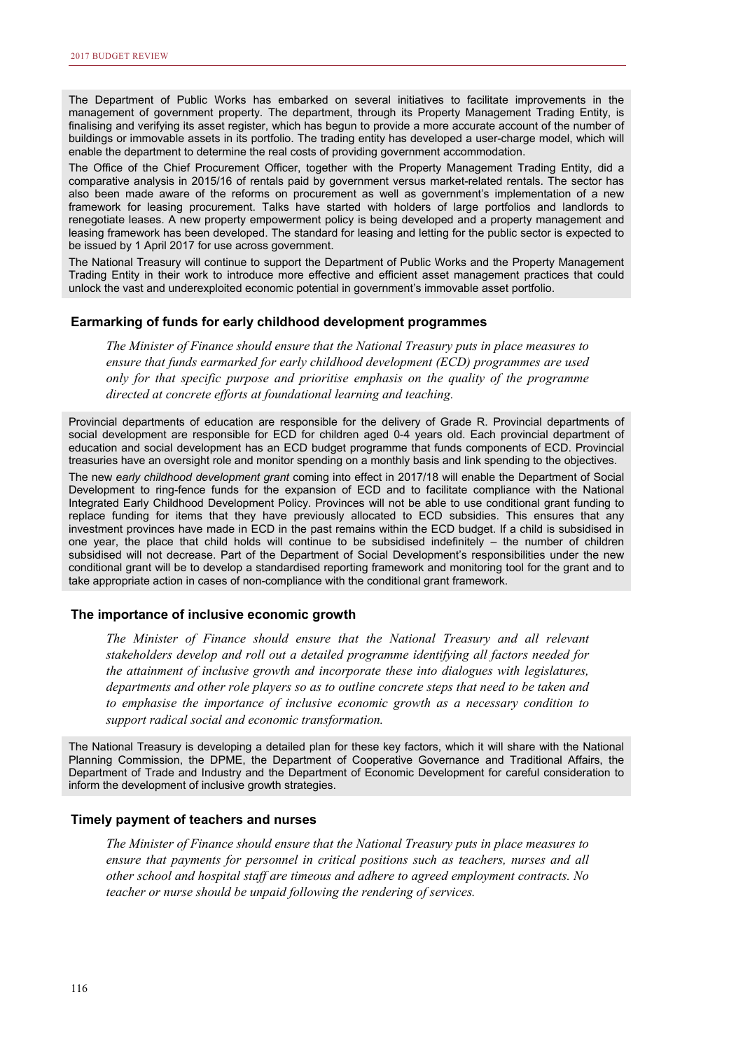The Department of Public Works has embarked on several initiatives to facilitate improvements in the management of government property. The department, through its Property Management Trading Entity, is finalising and verifying its asset register, which has begun to provide a more accurate account of the number of buildings or immovable assets in its portfolio. The trading entity has developed a user-charge model, which will enable the department to determine the real costs of providing government accommodation.

The Office of the Chief Procurement Officer, together with the Property Management Trading Entity, did a comparative analysis in 2015/16 of rentals paid by government versus market-related rentals. The sector has also been made aware of the reforms on procurement as well as government's implementation of a new framework for leasing procurement. Talks have started with holders of large portfolios and landlords to renegotiate leases. A new property empowerment policy is being developed and a property management and leasing framework has been developed. The standard for leasing and letting for the public sector is expected to be issued by 1 April 2017 for use across government.

The National Treasury will continue to support the Department of Public Works and the Property Management Trading Entity in their work to introduce more effective and efficient asset management practices that could unlock the vast and underexploited economic potential in government's immovable asset portfolio.

### Earmarking of funds for early childhood development programmes

*The Minister of Finance should ensure that the National Treasury puts in place measures to ensure that funds earmarked for early childhood development (ECD) programmes are used only for that specific purpose and prioritise emphasis on the quality of the programme directed at concrete efforts at foundational learning and teaching.*

Provincial departments of education are responsible for the delivery of Grade R. Provincial departments of social development are responsible for ECD for children aged 0-4 years old. Each provincial department of education and social development has an ECD budget programme that funds components of ECD. Provincial treasuries have an oversight role and monitor spending on a monthly basis and link spending to the objectives.

The new *early childhood development grant* coming into effect in 2017/18 will enable the Department of Social Development to ring-fence funds for the expansion of ECD and to facilitate compliance with the National Integrated Early Childhood Development Policy. Provinces will not be able to use conditional grant funding to replace funding for items that they have previously allocated to ECD subsidies. This ensures that any investment provinces have made in ECD in the past remains within the ECD budget. If a child is subsidised in one year, the place that child holds will continue to be subsidised indefinitely – the number of children subsidised will not decrease. Part of the Department of Social Development's responsibilities under the new conditional grant will be to develop a standardised reporting framework and monitoring tool for the grant and to take appropriate action in cases of non-compliance with the conditional grant framework.

### The importance of inclusive economic growth

*The Minister of Finance should ensure that the National Treasury and all relevant stakeholders develop and roll out a detailed programme identifying all factors needed for the attainment of inclusive growth and incorporate these into dialogues with legislatures, departments and other role players so as to outline concrete steps that need to be taken and to emphasise the importance of inclusive economic growth as a necessary condition to support radical social and economic transformation.*

The National Treasury is developing a detailed plan for these key factors, which it will share with the National Planning Commission, the DPME, the Department of Cooperative Governance and Traditional Affairs, the Department of Trade and Industry and the Department of Economic Development for careful consideration to inform the development of inclusive growth strategies.

### Timely payment of teachers and nurses

*The Minister of Finance should ensure that the National Treasury puts in place measures to ensure that payments for personnel in critical positions such as teachers, nurses and all other school and hospital staff are timeous and adhere to agreed employment contracts. No teacher or nurse should be unpaid following the rendering of services.*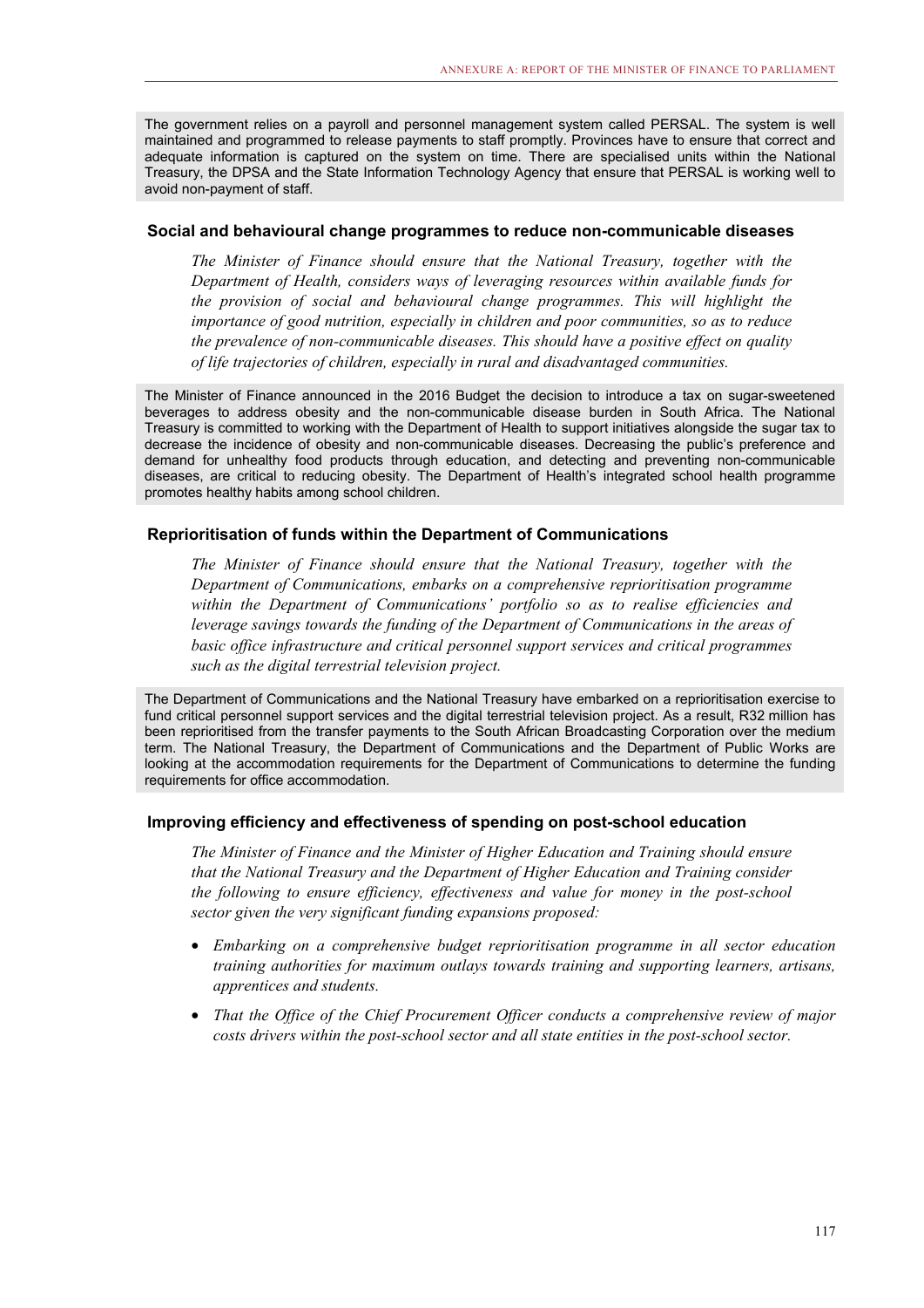The government relies on a payroll and personnel management system called PERSAL. The system is well maintained and programmed to release payments to staff promptly. Provinces have to ensure that correct and adequate information is captured on the system on time. There are specialised units within the National Treasury, the DPSA and the State Information Technology Agency that ensure that PERSAL is working well to avoid non-payment of staff.

### Social and behavioural change programmes to reduce non-communicable diseases

*The Minister of Finance should ensure that the National Treasury, together with the Department of Health, considers ways of leveraging resources within available funds for the provision of social and behavioural change programmes. This will highlight the importance of good nutrition, especially in children and poor communities, so as to reduce the prevalence of non-communicable diseases. This should have a positive effect on quality of life trajectories of children, especially in rural and disadvantaged communities.*

The Minister of Finance announced in the 2016 Budget the decision to introduce a tax on sugar-sweetened beverages to address obesity and the non-communicable disease burden in South Africa. The National Treasury is committed to working with the Department of Health to support initiatives alongside the sugar tax to decrease the incidence of obesity and non-communicable diseases. Decreasing the public's preference and demand for unhealthy food products through education, and detecting and preventing non-communicable diseases, are critical to reducing obesity. The Department of Health's integrated school health programme promotes healthy habits among school children.

### Reprioritisation of funds within the Department of Communications

*The Minister of Finance should ensure that the National Treasury, together with the Department of Communications, embarks on a comprehensive reprioritisation programme within the Department of Communications' portfolio so as to realise efficiencies and leverage savings towards the funding of the Department of Communications in the areas of basic office infrastructure and critical personnel support services and critical programmes such as the digital terrestrial television project.*

The Department of Communications and the National Treasury have embarked on a reprioritisation exercise to fund critical personnel support services and the digital terrestrial television project. As a result, R32 million has been reprioritised from the transfer payments to the South African Broadcasting Corporation over the medium term. The National Treasury, the Department of Communications and the Department of Public Works are looking at the accommodation requirements for the Department of Communications to determine the funding requirements for office accommodation.

### Improving efficiency and effectiveness of spending on post-school education

*The Minister of Finance and the Minister of Higher Education and Training should ensure that the National Treasury and the Department of Higher Education and Training consider the following to ensure efficiency, effectiveness and value for money in the post-school sector given the very significant funding expansions proposed:*

- *Embarking on a comprehensive budget reprioritisation programme in all sector education training authorities for maximum outlays towards training and supporting learners, artisans, apprentices and students.*
- *That the Office of the Chief Procurement Officer conducts a comprehensive review of major costs drivers within the post-school sector and all state entities in the post-school sector.*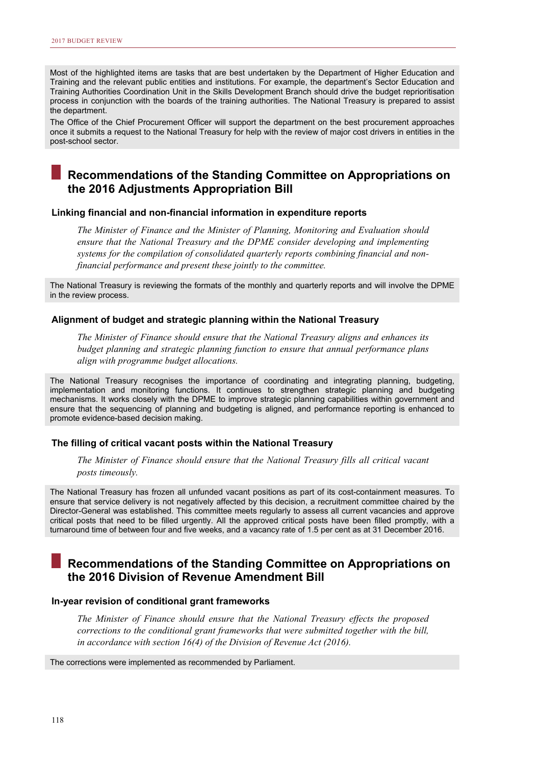Most of the highlighted items are tasks that are best undertaken by the Department of Higher Education and Training and the relevant public entities and institutions. For example, the department's Sector Education and Training Authorities Coordination Unit in the Skills Development Branch should drive the budget reprioritisation process in conjunction with the boards of the training authorities. The National Treasury is prepared to assist the department.

The Office of the Chief Procurement Officer will support the department on the best procurement approaches once it submits a request to the National Treasury for help with the review of major cost drivers in entities in the post-school sector.

## Recommendations of the Standing Committee on Appropriations on the 2016 Adjustments Appropriation Bill

### Linking financial and non-financial information in expenditure reports

*The Minister of Finance and the Minister of Planning, Monitoring and Evaluation should ensure that the National Treasury and the DPME consider developing and implementing systems for the compilation of consolidated quarterly reports combining financial and non-financial performance and present these jointly to the committee.*

The National Treasury is reviewing the formats of the monthly and quarterly reports and will involve the DPME in the review process.

### Alignment of budget and strategic planning within the National Treasury

*The Minister of Finance should ensure that the National Treasury aligns and enhances its budget planning and strategic planning function to ensure that annual performance plans align with programme budget allocations.*

The National Treasury recognises the importance of coordinating and integrating planning, budgeting, implementation and monitoring functions. It continues to strengthen strategic planning and budgeting mechanisms. It works closely with the DPME to improve strategic planning capabilities within government and ensure that the sequencing of planning and budgeting is aligned, and performance reporting is enhanced to promote evidence-based decision making.

### The filling of critical vacant posts within the National Treasury

*The Minister of Finance should ensure that the National Treasury fills all critical vacant posts timeously.*

The National Treasury has frozen all unfunded vacant positions as part of its cost-containment measures. To ensure that service delivery is not negatively affected by this decision, a recruitment committee chaired by the Director-General was established. This committee meets regularly to assess all current vacancies and approve critical posts that need to be filled urgently. All the approved critical posts have been filled promptly, with a turnaround time of between four and five weeks, and a vacancy rate of 1.5 per cent as at 31 December 2016.

## Recommendations of the Standing Committee on Appropriations on the 2016 Division of Revenue Amendment Bill

### In-year revision of conditional grant frameworks

*The Minister of Finance should ensure that the National Treasury effects the proposed corrections to the conditional grant frameworks that were submitted together with the bill, in accordance with section 16(4) of the Division of Revenue Act (2016).*

The corrections were implemented as recommended by Parliament.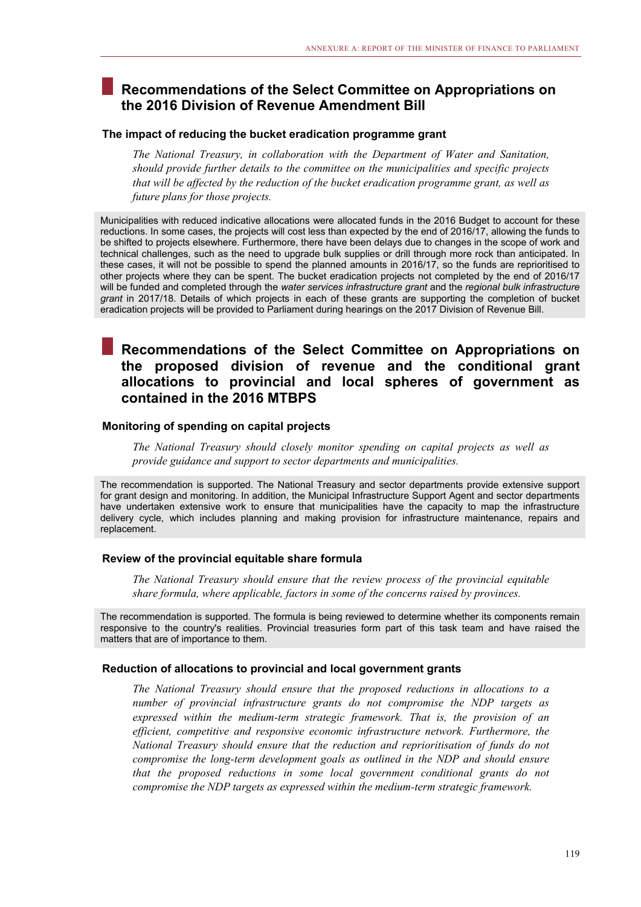## Recommendations of the Select Committee on Appropriations on the 2016 Division of Revenue Amendment Bill

### The impact of reducing the bucket eradication programme grant

*The National Treasury, in collaboration with the Department of Water and Sanitation, should provide further details to the committee on the municipalities and specific projects that will be affected by the reduction of the bucket eradication programme grant, as well as future plans for those projects.*

Municipalities with reduced indicative allocations were allocated funds in the 2016 Budget to account for these reductions. In some cases, the projects will cost less than expected by the end of 2016/17, allowing the funds to be shifted to projects elsewhere. Furthermore, there have been delays due to changes in the scope of work and technical challenges, such as the need to upgrade bulk supplies or drill through more rock than anticipated. In these cases, it will not be possible to spend the planned amounts in 2016/17, so the funds are reprioritised to other projects where they can be spent. The bucket eradication projects not completed by the end of 2016/17 will be funded and completed through the *water services infrastructure grant* and the *regional bulk infrastructure grant* in 2017/18. Details of which projects in each of these grants are supporting the completion of bucket eradication projects will be provided to Parliament during hearings on the 2017 Division of Revenue Bill.

## Recommendations of the Select Committee on Appropriations on the proposed division of revenue and the conditional grant allocations to provincial and local spheres of government as contained in the 2016 MTBPS

### Monitoring of spending on capital projects

*The National Treasury should closely monitor spending on capital projects as well as provide guidance and support to sector departments and municipalities.*

The recommendation is supported. The National Treasury and sector departments provide extensive support for grant design and monitoring. In addition, the Municipal Infrastructure Support Agent and sector departments have undertaken extensive work to ensure that municipalities have the capacity to map the infrastructure delivery cycle, which includes planning and making provision for infrastructure maintenance, repairs and replacement.

### Review of the provincial equitable share formula

*The National Treasury should ensure that the review process of the provincial equitable share formula, where applicable, factors in some of the concerns raised by provinces.*

The recommendation is supported. The formula is being reviewed to determine whether its components remain responsive to the country's realities. Provincial treasuries form part of this task team and have raised the matters that are of importance to them.

### Reduction of allocations to provincial and local government grants

*The National Treasury should ensure that the proposed reductions in allocations to a number of provincial infrastructure grants do not compromise the NDP targets as expressed within the medium-term strategic framework. That is, the provision of an efficient, competitive and responsive economic infrastructure network. Furthermore, the National Treasury should ensure that the reduction and reprioritisation of funds do not compromise the long-term development goals as outlined in the NDP and should ensure that the proposed reductions in some local government conditional grants do not compromise the NDP targets as expressed within the medium-term strategic framework.*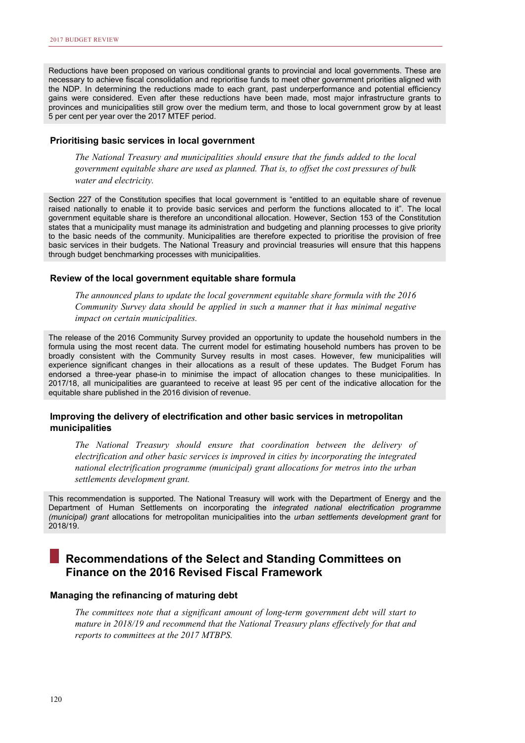Reductions have been proposed on various conditional grants to provincial and local governments. These are necessary to achieve fiscal consolidation and reprioritise funds to meet other government priorities aligned with the NDP. In determining the reductions made to each grant, past underperformance and potential efficiency gains were considered. Even after these reductions have been made, most major infrastructure grants to provinces and municipalities still grow over the medium term, and those to local government grow by at least 5 per cent per year over the 2017 MTEF period.

### Prioritising basic services in local government

*The National Treasury and municipalities should ensure that the funds added to the local government equitable share are used as planned. That is, to offset the cost pressures of bulk water and electricity.*

Section 227 of the Constitution specifies that local government is "entitled to an equitable share of revenue raised nationally to enable it to provide basic services and perform the functions allocated to it". The local government equitable share is therefore an unconditional allocation. However, Section 153 of the Constitution states that a municipality must manage its administration and budgeting and planning processes to give priority to the basic needs of the community. Municipalities are therefore expected to prioritise the provision of free basic services in their budgets. The National Treasury and provincial treasuries will ensure that this happens through budget benchmarking processes with municipalities.

### Review of the local government equitable share formula

*The announced plans to update the local government equitable share formula with the 2016 Community Survey data should be applied in such a manner that it has minimal negative impact on certain municipalities.*

The release of the 2016 Community Survey provided an opportunity to update the household numbers in the formula using the most recent data. The current model for estimating household numbers has proven to be broadly consistent with the Community Survey results in most cases. However, few municipalities will experience significant changes in their allocations as a result of these updates. The Budget Forum has endorsed a three-year phase-in to minimise the impact of allocation changes to these municipalities. In 2017/18, all municipalities are guaranteed to receive at least 95 per cent of the indicative allocation for the equitable share published in the 2016 division of revenue.

### Improving the delivery of electrification and other basic services in metropolitan municipalities

*The National Treasury should ensure that coordination between the delivery of electrification and other basic services is improved in cities by incorporating the integrated national electrification programme (municipal) grant allocations for metros into the urban settlements development grant.*

This recommendation is supported. The National Treasury will work with the Department of Energy and the Department of Human Settlements on incorporating the *integrated national electrification programme (municipal) grant* allocations for metropolitan municipalities into the *urban settlements development grant* for 2018/19.

## Recommendations of the Select and Standing Committees on Finance on the 2016 Revised Fiscal Framework

### Managing the refinancing of maturing debt

*The committees note that a significant amount of long-term government debt will start to mature in 2018/19 and recommend that the National Treasury plans effectively for that and reports to committees at the 2017 MTBPS.*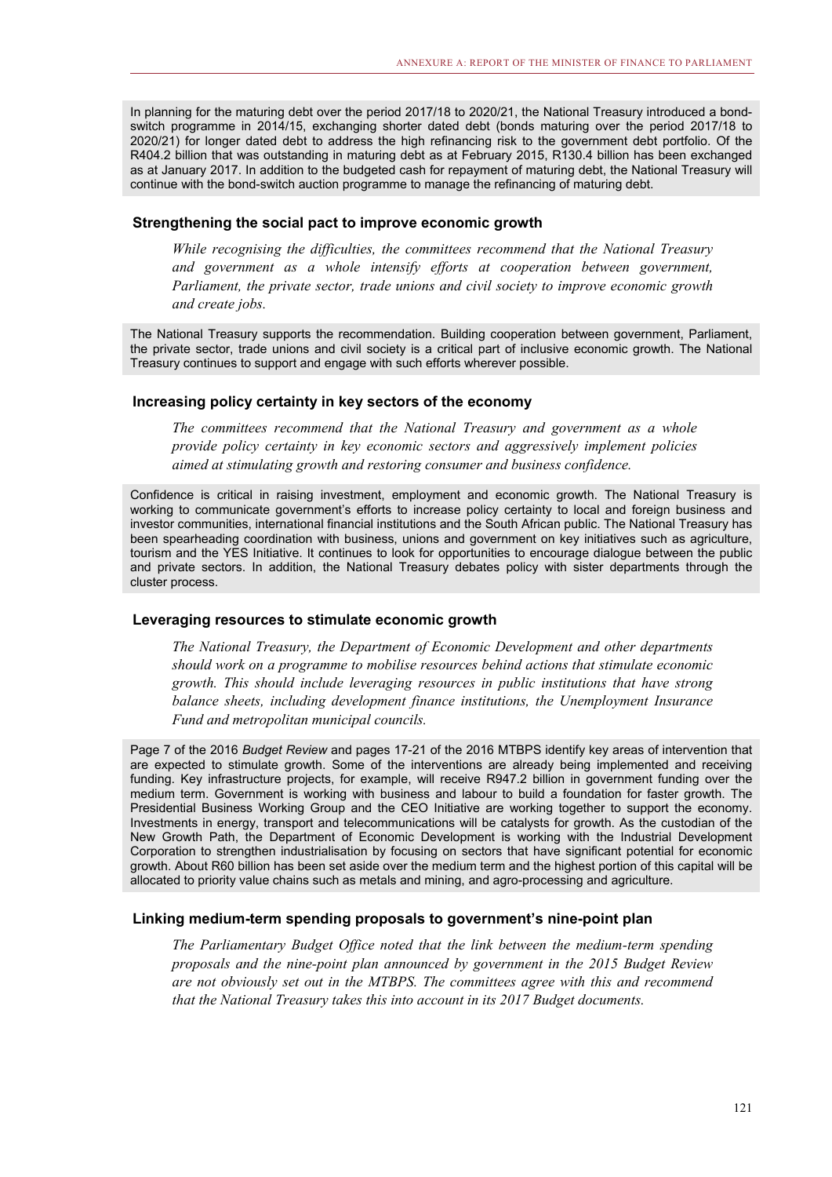In planning for the maturing debt over the period 2017/18 to 2020/21, the National Treasury introduced a bond-switch programme in 2014/15, exchanging shorter dated debt (bonds maturing over the period 2017/18 to 2020/21) for longer dated debt to address the high refinancing risk to the government debt portfolio. Of the R404.2 billion that was outstanding in maturing debt as at February 2015, R130.4 billion has been exchanged as at January 2017. In addition to the budgeted cash for repayment of maturing debt, the National Treasury will continue with the bond-switch auction programme to manage the refinancing of maturing debt.

### Strengthening the social pact to improve economic growth

*While recognising the difficulties, the committees recommend that the National Treasury and government as a whole intensify efforts at cooperation between government, Parliament, the private sector, trade unions and civil society to improve economic growth and create jobs.*

The National Treasury supports the recommendation. Building cooperation between government, Parliament, the private sector, trade unions and civil society is a critical part of inclusive economic growth. The National Treasury continues to support and engage with such efforts wherever possible.

### Increasing policy certainty in key sectors of the economy

*The committees recommend that the National Treasury and government as a whole provide policy certainty in key economic sectors and aggressively implement policies aimed at stimulating growth and restoring consumer and business confidence.*

Confidence is critical in raising investment, employment and economic growth. The National Treasury is working to communicate government's efforts to increase policy certainty to local and foreign business and investor communities, international financial institutions and the South African public. The National Treasury has been spearheading coordination with business, unions and government on key initiatives such as agriculture, tourism and the YES Initiative. It continues to look for opportunities to encourage dialogue between the public and private sectors. In addition, the National Treasury debates policy with sister departments through the cluster process.

### Leveraging resources to stimulate economic growth

*The National Treasury, the Department of Economic Development and other departments should work on a programme to mobilise resources behind actions that stimulate economic growth. This should include leveraging resources in public institutions that have strong balance sheets, including development finance institutions, the Unemployment Insurance Fund and metropolitan municipal councils.*

Page 7 of the 2016 *Budget Review* and pages 17-21 of the 2016 MTBPS identify key areas of intervention that are expected to stimulate growth. Some of the interventions are already being implemented and receiving funding. Key infrastructure projects, for example, will receive R947.2 billion in government funding over the medium term. Government is working with business and labour to build a foundation for faster growth. The Presidential Business Working Group and the CEO Initiative are working together to support the economy. Investments in energy, transport and telecommunications will be catalysts for growth. As the custodian of the New Growth Path, the Department of Economic Development is working with the Industrial Development Corporation to strengthen industrialisation by focusing on sectors that have significant potential for economic growth. About R60 billion has been set aside over the medium term and the highest portion of this capital will be allocated to priority value chains such as metals and mining, and agro-processing and agriculture.

### Linking medium-term spending proposals to government's nine-point plan

*The Parliamentary Budget Office noted that the link between the medium-term spending proposals and the nine-point plan announced by government in the 2015 Budget Review are not obviously set out in the MTBPS. The committees agree with this and recommend that the National Treasury takes this into account in its 2017 Budget documents.*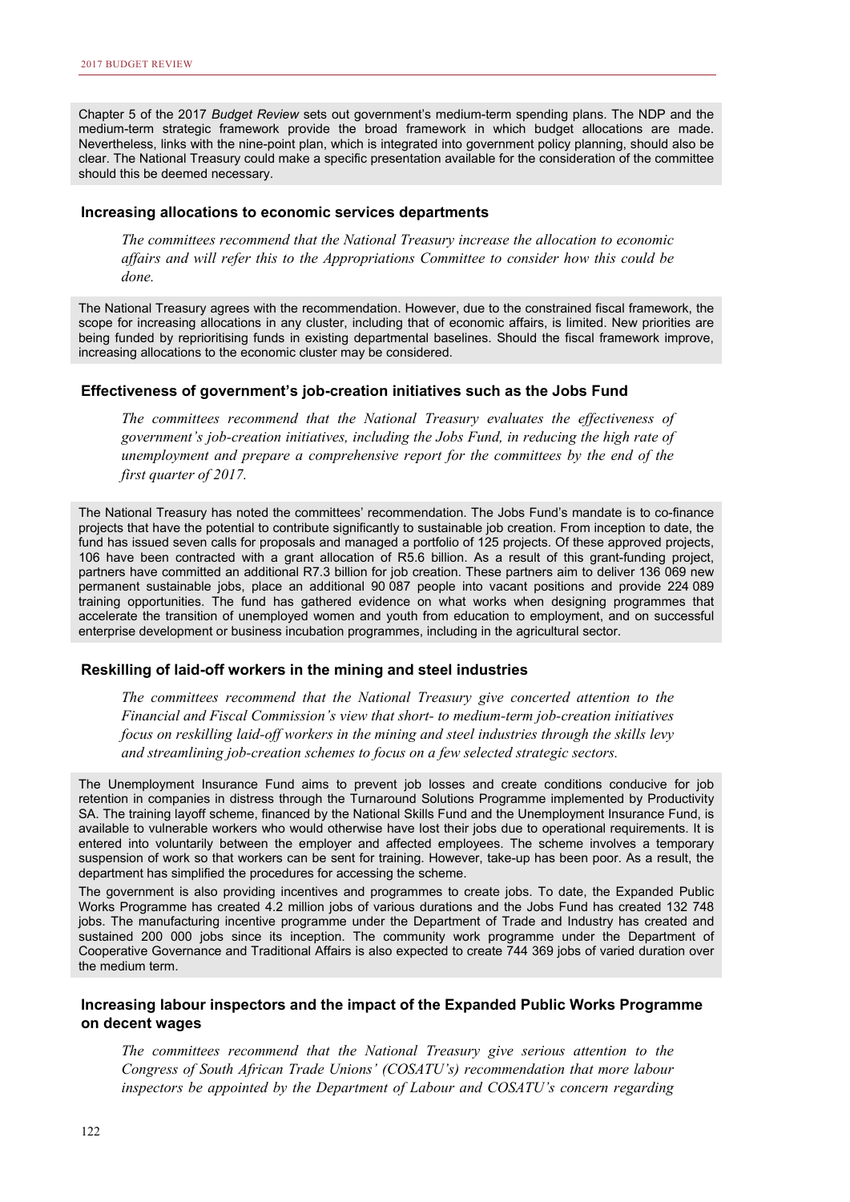Chapter 5 of the 2017 *Budget Review* sets out government's medium-term spending plans. The NDP and the medium-term strategic framework provide the broad framework in which budget allocations are made. Nevertheless, links with the nine-point plan, which is integrated into government policy planning, should also be clear. The National Treasury could make a specific presentation available for the consideration of the committee should this be deemed necessary.

### Increasing allocations to economic services departments

*The committees recommend that the National Treasury increase the allocation to economic affairs and will refer this to the Appropriations Committee to consider how this could be done.*

The National Treasury agrees with the recommendation. However, due to the constrained fiscal framework, the scope for increasing allocations in any cluster, including that of economic affairs, is limited. New priorities are being funded by reprioritising funds in existing departmental baselines. Should the fiscal framework improve, increasing allocations to the economic cluster may be considered.

### Effectiveness of government's job-creation initiatives such as the Jobs Fund

*The committees recommend that the National Treasury evaluates the effectiveness of government's job-creation initiatives, including the Jobs Fund, in reducing the high rate of unemployment and prepare a comprehensive report for the committees by the end of the first quarter of 2017.*

The National Treasury has noted the committees' recommendation. The Jobs Fund's mandate is to co-finance projects that have the potential to contribute significantly to sustainable job creation. From inception to date, the fund has issued seven calls for proposals and managed a portfolio of 125 projects. Of these approved projects, 106 have been contracted with a grant allocation of R5.6 billion. As a result of this grant-funding project, partners have committed an additional R7.3 billion for job creation. These partners aim to deliver 136 069 new permanent sustainable jobs, place an additional 90 087 people into vacant positions and provide 224 089 training opportunities. The fund has gathered evidence on what works when designing programmes that accelerate the transition of unemployed women and youth from education to employment, and on successful enterprise development or business incubation programmes, including in the agricultural sector.

### Reskilling of laid-off workers in the mining and steel industries

*The committees recommend that the National Treasury give concerted attention to the Financial and Fiscal Commission's view that short- to medium-term job-creation initiatives focus on reskilling laid-off workers in the mining and steel industries through the skills levy and streamlining job-creation schemes to focus on a few selected strategic sectors.*

The Unemployment Insurance Fund aims to prevent job losses and create conditions conducive for job retention in companies in distress through the Turnaround Solutions Programme implemented by Productivity SA. The training layoff scheme, financed by the National Skills Fund and the Unemployment Insurance Fund, is available to vulnerable workers who would otherwise have lost their jobs due to operational requirements. It is entered into voluntarily between the employer and affected employees. The scheme involves a temporary suspension of work so that workers can be sent for training. However, take-up has been poor. As a result, the department has simplified the procedures for accessing the scheme.

The government is also providing incentives and programmes to create jobs. To date, the Expanded Public Works Programme has created 4.2 million jobs of various durations and the Jobs Fund has created 132 748 jobs. The manufacturing incentive programme under the Department of Trade and Industry has created and sustained 200 000 jobs since its inception. The community work programme under the Department of Cooperative Governance and Traditional Affairs is also expected to create 744 369 jobs of varied duration over the medium term.

### Increasing labour inspectors and the impact of the Expanded Public Works Programme on decent wages

*The committees recommend that the National Treasury give serious attention to the Congress of South African Trade Unions' (COSATU's) recommendation that more labour inspectors be appointed by the Department of Labour and COSATU's concern regarding*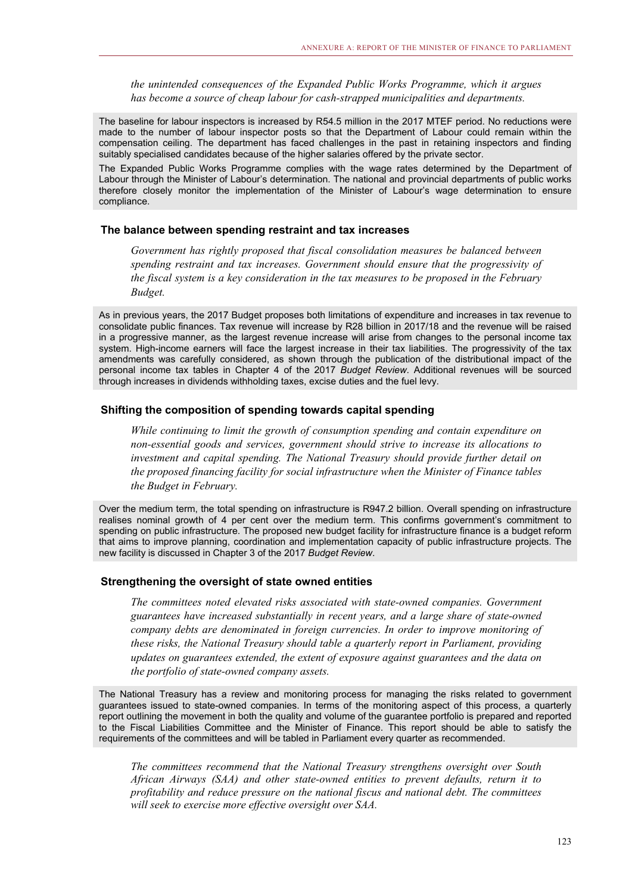*the unintended consequences of the Expanded Public Works Programme, which it argues has become a source of cheap labour for cash-strapped municipalities and departments.*

The baseline for labour inspectors is increased by R54.5 million in the 2017 MTEF period. No reductions were made to the number of labour inspector posts so that the Department of Labour could remain within the compensation ceiling. The department has faced challenges in the past in retaining inspectors and finding suitably specialised candidates because of the higher salaries offered by the private sector.

The Expanded Public Works Programme complies with the wage rates determined by the Department of Labour through the Minister of Labour's determination. The national and provincial departments of public works therefore closely monitor the implementation of the Minister of Labour's wage determination to ensure compliance.

### The balance between spending restraint and tax increases

*Government has rightly proposed that fiscal consolidation measures be balanced between spending restraint and tax increases. Government should ensure that the progressivity of the fiscal system is a key consideration in the tax measures to be proposed in the February Budget.*

As in previous years, the 2017 Budget proposes both limitations of expenditure and increases in tax revenue to consolidate public finances. Tax revenue will increase by R28 billion in 2017/18 and the revenue will be raised in a progressive manner, as the largest revenue increase will arise from changes to the personal income tax system. High-income earners will face the largest increase in their tax liabilities. The progressivity of the tax amendments was carefully considered, as shown through the publication of the distributional impact of the personal income tax tables in Chapter 4 of the 2017 *Budget Review*. Additional revenues will be sourced through increases in dividends withholding taxes, excise duties and the fuel levy.

### Shifting the composition of spending towards capital spending

*While continuing to limit the growth of consumption spending and contain expenditure on non-essential goods and services, government should strive to increase its allocations to investment and capital spending. The National Treasury should provide further detail on the proposed financing facility for social infrastructure when the Minister of Finance tables the Budget in February.*

Over the medium term, the total spending on infrastructure is R947.2 billion. Overall spending on infrastructure realises nominal growth of 4 per cent over the medium term. This confirms government's commitment to spending on public infrastructure. The proposed new budget facility for infrastructure finance is a budget reform that aims to improve planning, coordination and implementation capacity of public infrastructure projects. The new facility is discussed in Chapter 3 of the 2017 *Budget Review*.

### Strengthening the oversight of state owned entities

*The committees noted elevated risks associated with state-owned companies. Government guarantees have increased substantially in recent years, and a large share of state-owned company debts are denominated in foreign currencies. In order to improve monitoring of these risks, the National Treasury should table a quarterly report in Parliament, providing updates on guarantees extended, the extent of exposure against guarantees and the data on the portfolio of state-owned company assets.*

The National Treasury has a review and monitoring process for managing the risks related to government guarantees issued to state-owned companies. In terms of the monitoring aspect of this process, a quarterly report outlining the movement in both the quality and volume of the guarantee portfolio is prepared and reported to the Fiscal Liabilities Committee and the Minister of Finance. This report should be able to satisfy the requirements of the committees and will be tabled in Parliament every quarter as recommended.

*The committees recommend that the National Treasury strengthens oversight over South African Airways (SAA) and other state-owned entities to prevent defaults, return it to profitability and reduce pressure on the national fiscus and national debt. The committees will seek to exercise more effective oversight over SAA.*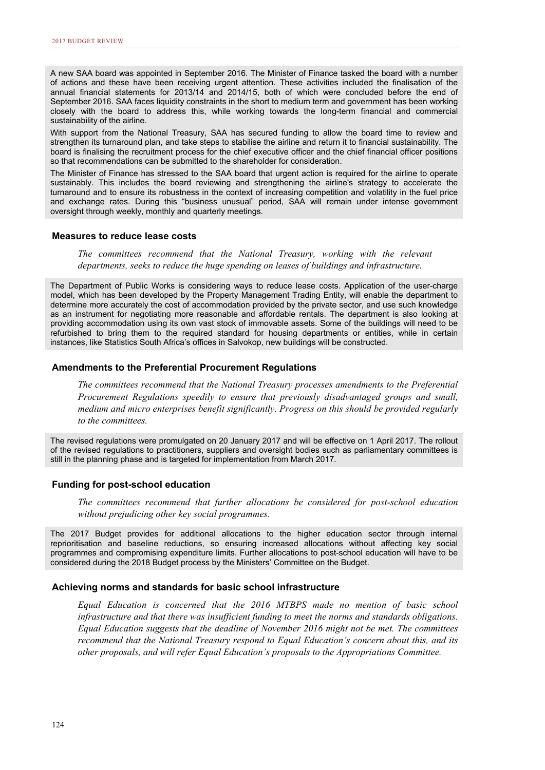A new SAA board was appointed in September 2016. The Minister of Finance tasked the board with a number of actions and these have been receiving urgent attention. These activities included the finalisation of the annual financial statements for 2013/14 and 2014/15, both of which were concluded before the end of September 2016. SAA faces liquidity constraints in the short to medium term and government has been working closely with the board to address this, while working towards the long-term financial and commercial sustainability of the airline.

With support from the National Treasury, SAA has secured funding to allow the board time to review and strengthen its turnaround plan, and take steps to stabilise the airline and return it to financial sustainability. The board is finalising the recruitment process for the chief executive officer and the chief financial officer positions so that recommendations can be submitted to the shareholder for consideration.

The Minister of Finance has stressed to the SAA board that urgent action is required for the airline to operate sustainably. This includes the board reviewing and strengthening the airline's strategy to accelerate the turnaround and to ensure its robustness in the context of increasing competition and volatility in the fuel price and exchange rates. During this "business unusual" period, SAA will remain under intense government oversight through weekly, monthly and quarterly meetings.

### Measures to reduce lease costs

*The committees recommend that the National Treasury, working with the relevant departments, seeks to reduce the huge spending on leases of buildings and infrastructure.*

The Department of Public Works is considering ways to reduce lease costs. Application of the user-charge model, which has been developed by the Property Management Trading Entity, will enable the department to determine more accurately the cost of accommodation provided by the private sector, and use such knowledge as an instrument for negotiating more reasonable and affordable rentals. The department is also looking at providing accommodation using its own vast stock of immovable assets. Some of the buildings will need to be refurbished to bring them to the required standard for housing departments or entities, while in certain instances, like Statistics South Africa's offices in Salvokop, new buildings will be constructed.

### Amendments to the Preferential Procurement Regulations

*The committees recommend that the National Treasury processes amendments to the Preferential Procurement Regulations speedily to ensure that previously disadvantaged groups and small, medium and micro enterprises benefit significantly. Progress on this should be provided regularly to the committees.*

The revised regulations were promulgated on 20 January 2017 and will be effective on 1 April 2017. The rollout of the revised regulations to practitioners, suppliers and oversight bodies such as parliamentary committees is still in the planning phase and is targeted for implementation from March 2017.

### Funding for post-school education

*The committees recommend that further allocations be considered for post-school education without prejudicing other key social programmes.*

The 2017 Budget provides for additional allocations to the higher education sector through internal reprioritisation and baseline reductions, so ensuring increased allocations without affecting key social programmes and compromising expenditure limits. Further allocations to post-school education will have to be considered during the 2018 Budget process by the Ministers' Committee on the Budget.

### Achieving norms and standards for basic school infrastructure

*Equal Education is concerned that the 2016 MTBPS made no mention of basic school infrastructure and that there was insufficient funding to meet the norms and standards obligations. Equal Education suggests that the deadline of November 2016 might not be met. The committees recommend that the National Treasury respond to Equal Education's concern about this, and its other proposals, and will refer Equal Education's proposals to the Appropriations Committee.*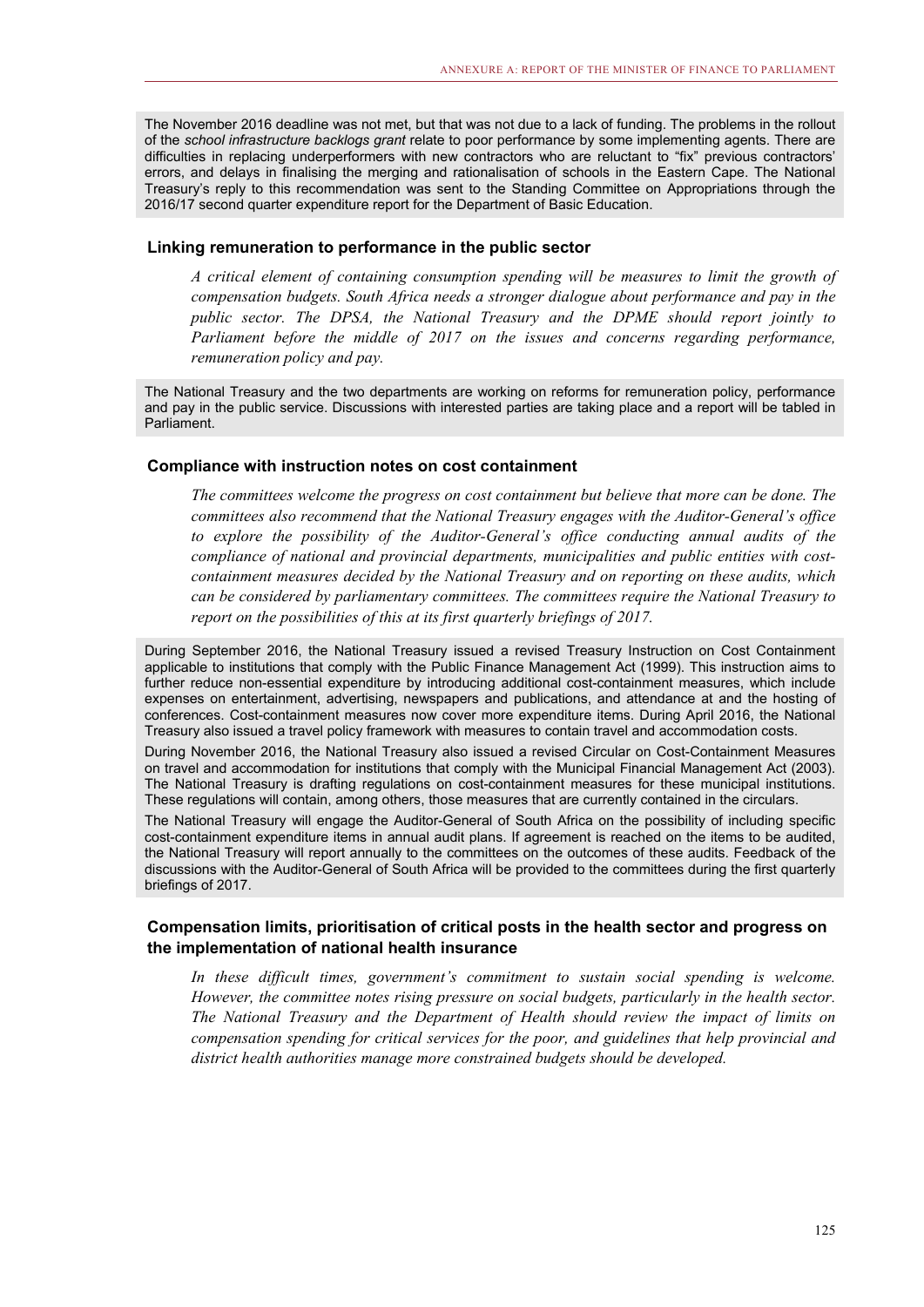The November 2016 deadline was not met, but that was not due to a lack of funding. The problems in the rollout of the *school infrastructure backlogs grant* relate to poor performance by some implementing agents. There are difficulties in replacing underperformers with new contractors who are reluctant to "fix" previous contractors' errors, and delays in finalising the merging and rationalisation of schools in the Eastern Cape. The National Treasury's reply to this recommendation was sent to the Standing Committee on Appropriations through the 2016/17 second quarter expenditure report for the Department of Basic Education.

### Linking remuneration to performance in the public sector

*A critical element of containing consumption spending will be measures to limit the growth of compensation budgets. South Africa needs a stronger dialogue about performance and pay in the public sector. The DPSA, the National Treasury and the DPME should report jointly to Parliament before the middle of 2017 on the issues and concerns regarding performance, remuneration policy and pay.*

The National Treasury and the two departments are working on reforms for remuneration policy, performance and pay in the public service. Discussions with interested parties are taking place and a report will be tabled in Parliament.

### Compliance with instruction notes on cost containment

*The committees welcome the progress on cost containment but believe that more can be done. The committees also recommend that the National Treasury engages with the Auditor-General's office to explore the possibility of the Auditor-General's office conducting annual audits of the compliance of national and provincial departments, municipalities and public entities with cost-containment measures decided by the National Treasury and on reporting on these audits, which can be considered by parliamentary committees. The committees require the National Treasury to report on the possibilities of this at its first quarterly briefings of 2017.*

During September 2016, the National Treasury issued a revised Treasury Instruction on Cost Containment applicable to institutions that comply with the Public Finance Management Act (1999). This instruction aims to further reduce non-essential expenditure by introducing additional cost-containment measures, which include expenses on entertainment, advertising, newspapers and publications, and attendance at and the hosting of conferences. Cost-containment measures now cover more expenditure items. During April 2016, the National Treasury also issued a travel policy framework with measures to contain travel and accommodation costs.

During November 2016, the National Treasury also issued a revised Circular on Cost-Containment Measures on travel and accommodation for institutions that comply with the Municipal Financial Management Act (2003). The National Treasury is drafting regulations on cost-containment measures for these municipal institutions. These regulations will contain, among others, those measures that are currently contained in the circulars.

The National Treasury will engage the Auditor-General of South Africa on the possibility of including specific cost-containment expenditure items in annual audit plans. If agreement is reached on the items to be audited, the National Treasury will report annually to the committees on the outcomes of these audits. Feedback of the discussions with the Auditor-General of South Africa will be provided to the committees during the first quarterly briefings of 2017.

### Compensation limits, prioritisation of critical posts in the health sector and progress on the implementation of national health insurance

*In these difficult times, government's commitment to sustain social spending is welcome. However, the committee notes rising pressure on social budgets, particularly in the health sector. The National Treasury and the Department of Health should review the impact of limits on compensation spending for critical services for the poor, and guidelines that help provincial and district health authorities manage more constrained budgets should be developed.*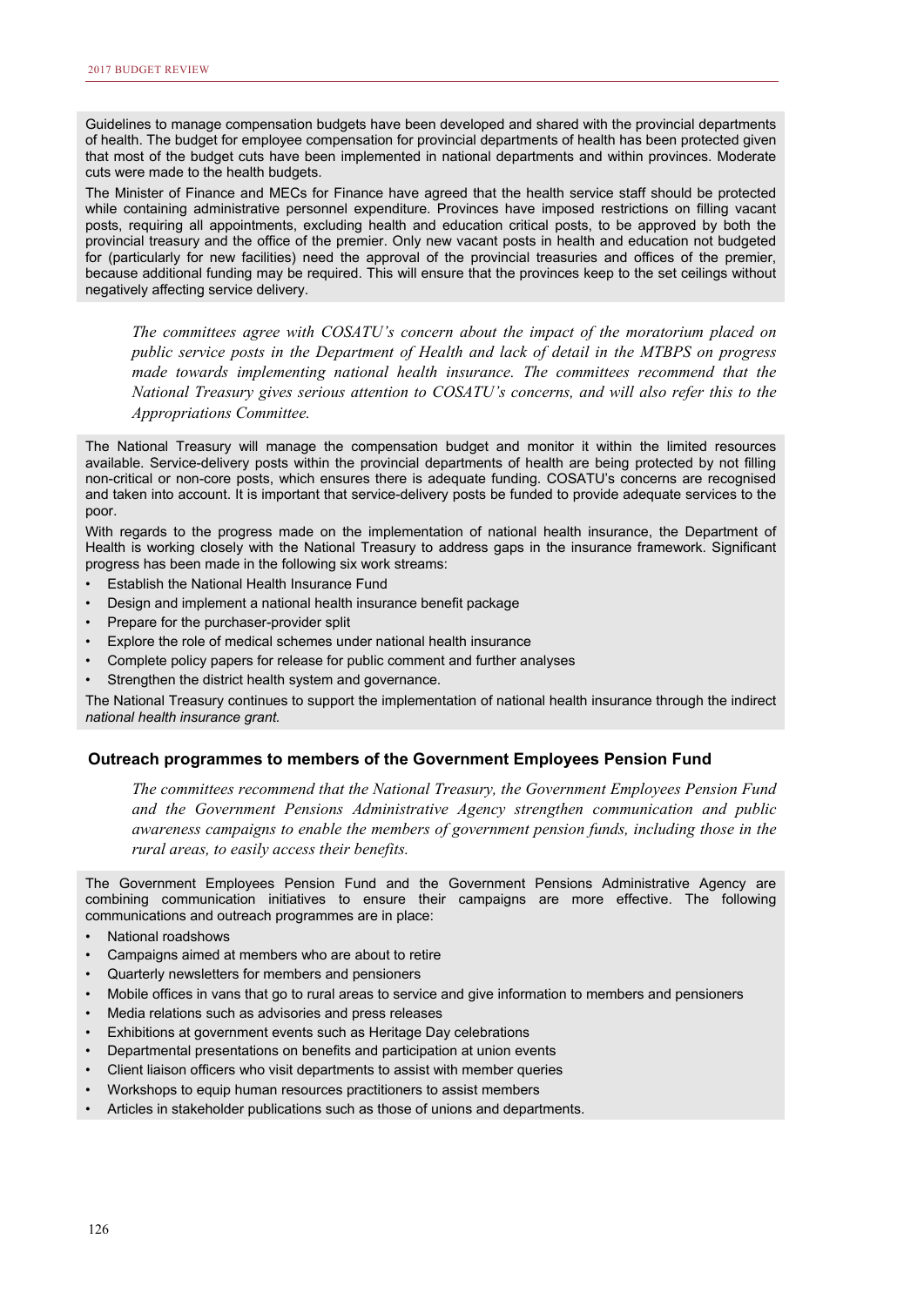Guidelines to manage compensation budgets have been developed and shared with the provincial departments of health. The budget for employee compensation for provincial departments of health has been protected given that most of the budget cuts have been implemented in national departments and within provinces. Moderate cuts were made to the health budgets.

The Minister of Finance and MECs for Finance have agreed that the health service staff should be protected while containing administrative personnel expenditure. Provinces have imposed restrictions on filling vacant posts, requiring all appointments, excluding health and education critical posts, to be approved by both the provincial treasury and the office of the premier. Only new vacant posts in health and education not budgeted for (particularly for new facilities) need the approval of the provincial treasuries and offices of the premier, because additional funding may be required. This will ensure that the provinces keep to the set ceilings without negatively affecting service delivery.

*The committees agree with COSATU's concern about the impact of the moratorium placed on public service posts in the Department of Health and lack of detail in the MTBPS on progress made towards implementing national health insurance. The committees recommend that the National Treasury gives serious attention to COSATU's concerns, and will also refer this to the Appropriations Committee.*

The National Treasury will manage the compensation budget and monitor it within the limited resources available. Service-delivery posts within the provincial departments of health are being protected by not filling non-critical or non-core posts, which ensures there is adequate funding. COSATU's concerns are recognised and taken into account. It is important that service-delivery posts be funded to provide adequate services to the poor.

With regards to the progress made on the implementation of national health insurance, the Department of Health is working closely with the National Treasury to address gaps in the insurance framework. Significant progress has been made in the following six work streams:

- Establish the National Health Insurance Fund
- Design and implement a national health insurance benefit package
- Prepare for the purchaser-provider split
- Explore the role of medical schemes under national health insurance
- Complete policy papers for release for public comment and further analyses
- Strengthen the district health system and governance.

The National Treasury continues to support the implementation of national health insurance through the indirect *national health insurance grant.*

### Outreach programmes to members of the Government Employees Pension Fund

*The committees recommend that the National Treasury, the Government Employees Pension Fund and the Government Pensions Administrative Agency strengthen communication and public awareness campaigns to enable the members of government pension funds, including those in the rural areas, to easily access their benefits.*

The Government Employees Pension Fund and the Government Pensions Administrative Agency are combining communication initiatives to ensure their campaigns are more effective. The following communications and outreach programmes are in place:

- National roadshows
- Campaigns aimed at members who are about to retire
- Quarterly newsletters for members and pensioners
- Mobile offices in vans that go to rural areas to service and give information to members and pensioners
- Media relations such as advisories and press releases
- Exhibitions at government events such as Heritage Day celebrations
- Departmental presentations on benefits and participation at union events
- Client liaison officers who visit departments to assist with member queries
- Workshops to equip human resources practitioners to assist members
- Articles in stakeholder publications such as those of unions and departments.